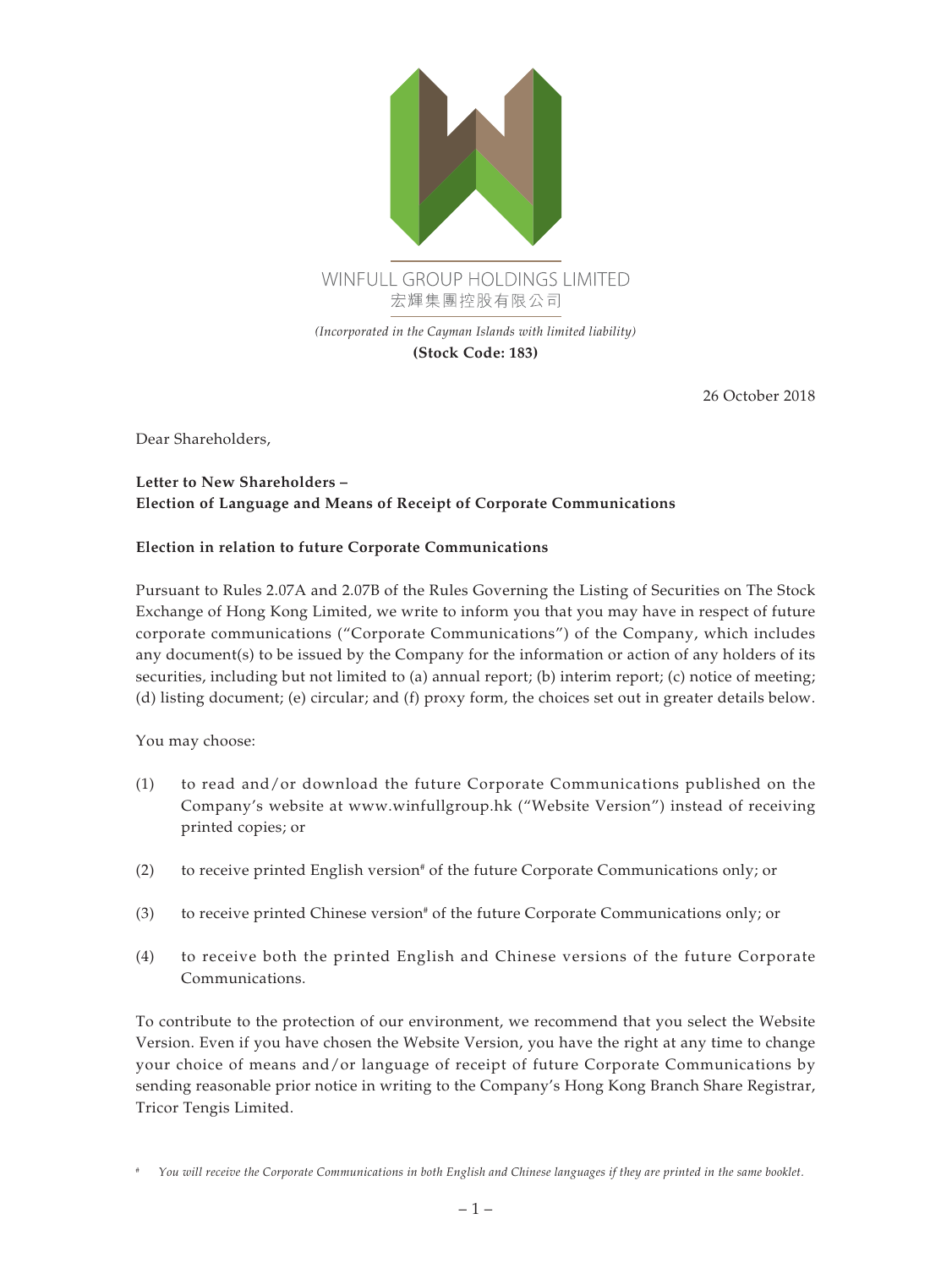WINFULL GROUP HOLDINGS LIMITED
宏輝集團控股有限公司

*(Incorporated in the Cayman Islands with limited liability)*

**(Stock Code: 183)**

26 October 2018

Dear Shareholders,

**Letter to New Shareholders –**
**Election of Language and Means of Receipt of Corporate Communications**

**Election in relation to future Corporate Communications**

Pursuant to Rules 2.07A and 2.07B of the Rules Governing the Listing of Securities on The Stock Exchange of Hong Kong Limited, we write to inform you that you may have in respect of future corporate communications ("Corporate Communications") of the Company, which includes any document(s) to be issued by the Company for the information or action of any holders of its securities, including but not limited to (a) annual report; (b) interim report; (c) notice of meeting; (d) listing document; (e) circular; and (f) proxy form, the choices set out in greater details below.

You may choose:

(1) to read and/or download the future Corporate Communications published on the Company's website at www.winfullgroup.hk ("Website Version") instead of receiving printed copies; or

(2) to receive printed English version[#] of the future Corporate Communications only; or

(3) to receive printed Chinese version[#] of the future Corporate Communications only; or

(4) to receive both the printed English and Chinese versions of the future Corporate Communications.

To contribute to the protection of our environment, we recommend that you select the Website Version. Even if you have chosen the Website Version, you have the right at any time to change your choice of means and/or language of receipt of future Corporate Communications by sending reasonable prior notice in writing to the Company's Hong Kong Branch Share Registrar, Tricor Tengis Limited.

[#] *You will receive the Corporate Communications in both English and Chinese languages if they are printed in the same booklet.*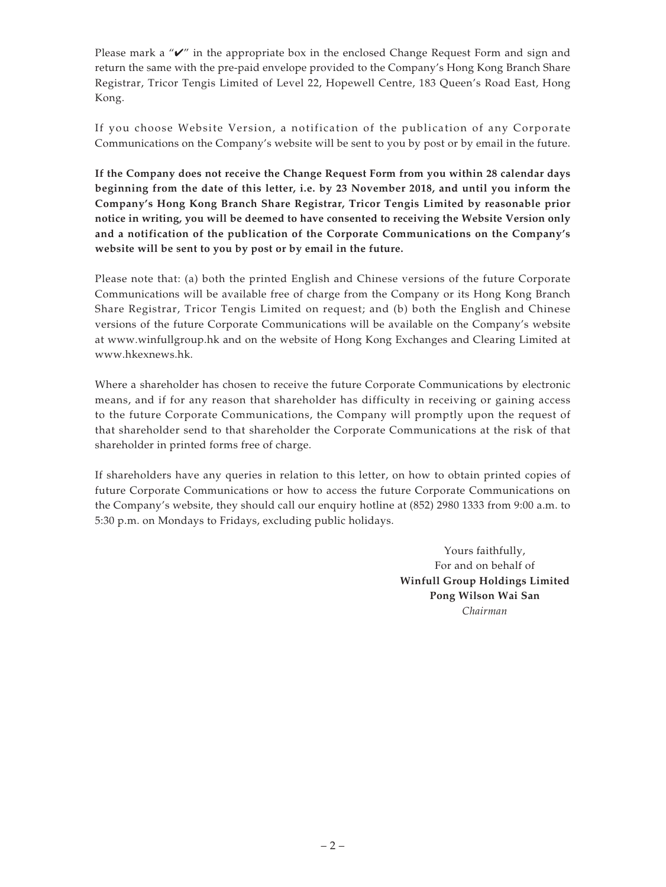Please mark a "✔" in the appropriate box in the enclosed Change Request Form and sign and return the same with the pre-paid envelope provided to the Company's Hong Kong Branch Share Registrar, Tricor Tengis Limited of Level 22, Hopewell Centre, 183 Queen's Road East, Hong Kong.

If you choose Website Version, a notification of the publication of any Corporate Communications on the Company's website will be sent to you by post or by email in the future.

**If the Company does not receive the Change Request Form from you within 28 calendar days beginning from the date of this letter, i.e. by 23 November 2018, and until you inform the Company's Hong Kong Branch Share Registrar, Tricor Tengis Limited by reasonable prior notice in writing, you will be deemed to have consented to receiving the Website Version only and a notification of the publication of the Corporate Communications on the Company's website will be sent to you by post or by email in the future.**

Please note that: (a) both the printed English and Chinese versions of the future Corporate Communications will be available free of charge from the Company or its Hong Kong Branch Share Registrar, Tricor Tengis Limited on request; and (b) both the English and Chinese versions of the future Corporate Communications will be available on the Company's website at www.winfullgroup.hk and on the website of Hong Kong Exchanges and Clearing Limited at www.hkexnews.hk.

Where a shareholder has chosen to receive the future Corporate Communications by electronic means, and if for any reason that shareholder has difficulty in receiving or gaining access to the future Corporate Communications, the Company will promptly upon the request of that shareholder send to that shareholder the Corporate Communications at the risk of that shareholder in printed forms free of charge.

If shareholders have any queries in relation to this letter, on how to obtain printed copies of future Corporate Communications or how to access the future Corporate Communications on the Company's website, they should call our enquiry hotline at (852) 2980 1333 from 9:00 a.m. to 5:30 p.m. on Mondays to Fridays, excluding public holidays.

Yours faithfully,
For and on behalf of
**Winfull Group Holdings Limited**
**Pong Wilson Wai San**
*Chairman*